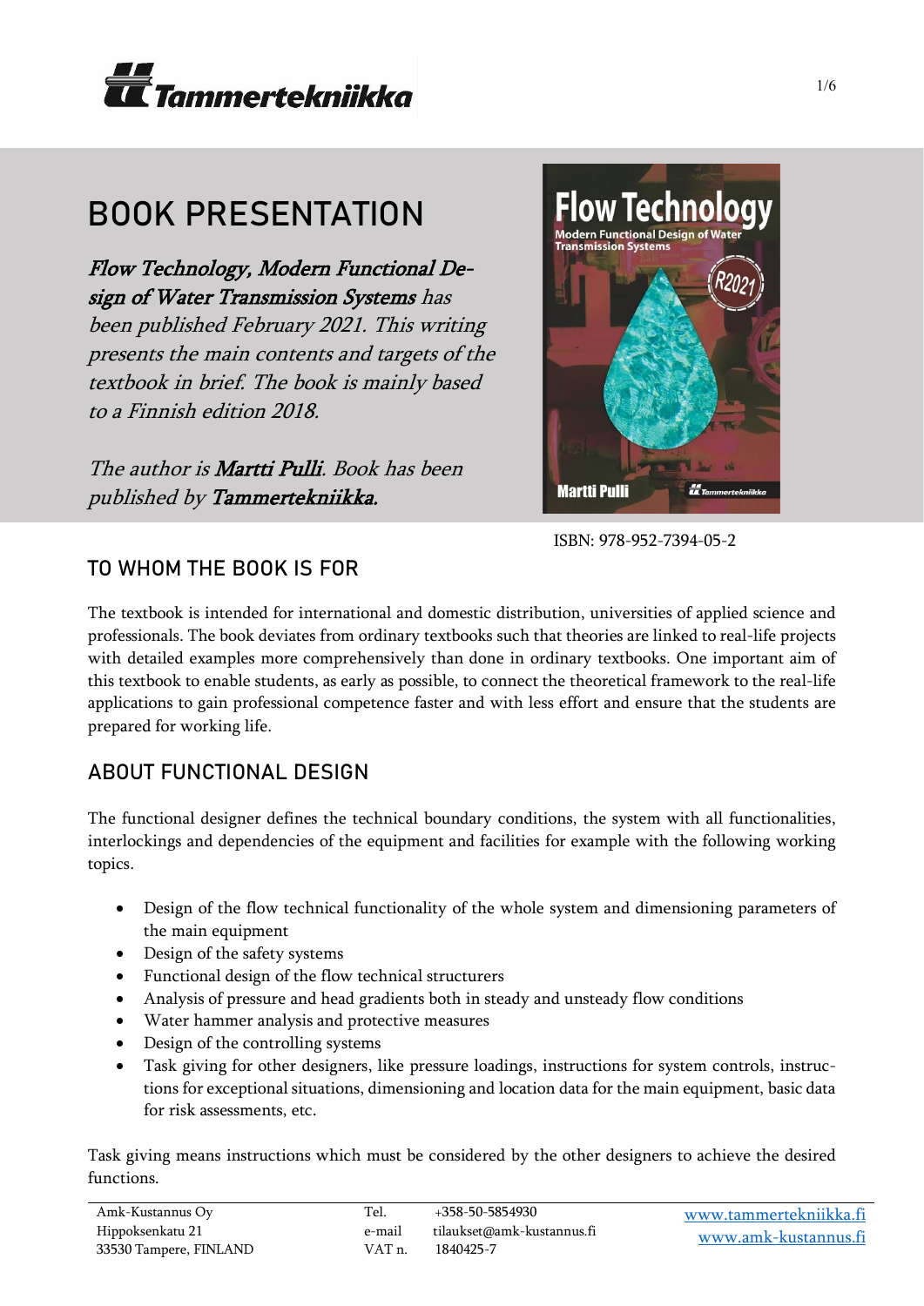# BOOK PRESENTATION

*Flow Technology, Modern Functional Design of Water Transmission Systems has been published February 2021. This writing presents the main contents and targets of the textbook in brief. The book is mainly based to a Finnish edition 2018.*

*The author is **Martti Pulli**. Book has been published by **Tammertekniikka**.*

ISBN: 978-952-7394-05-2

## TO WHOM THE BOOK IS FOR

The textbook is intended for international and domestic distribution, universities of applied science and professionals. The book deviates from ordinary textbooks such that theories are linked to real-life projects with detailed examples more comprehensively than done in ordinary textbooks. One important aim of this textbook to enable students, as early as possible, to connect the theoretical framework to the real-life applications to gain professional competence faster and with less effort and ensure that the students are prepared for working life.

## ABOUT FUNCTIONAL DESIGN

The functional designer defines the technical boundary conditions, the system with all functionalities, interlockings and dependencies of the equipment and facilities for example with the following working topics.

- Design of the flow technical functionality of the whole system and dimensioning parameters of the main equipment
- Design of the safety systems
- Functional design of the flow technical structurers
- Analysis of pressure and head gradients both in steady and unsteady flow conditions
- Water hammer analysis and protective measures
- Design of the controlling systems
- Task giving for other designers, like pressure loadings, instructions for system controls, instructions for exceptional situations, dimensioning and location data for the main equipment, basic data for risk assessments, etc.

Task giving means instructions which must be considered by the other designers to achieve the desired functions.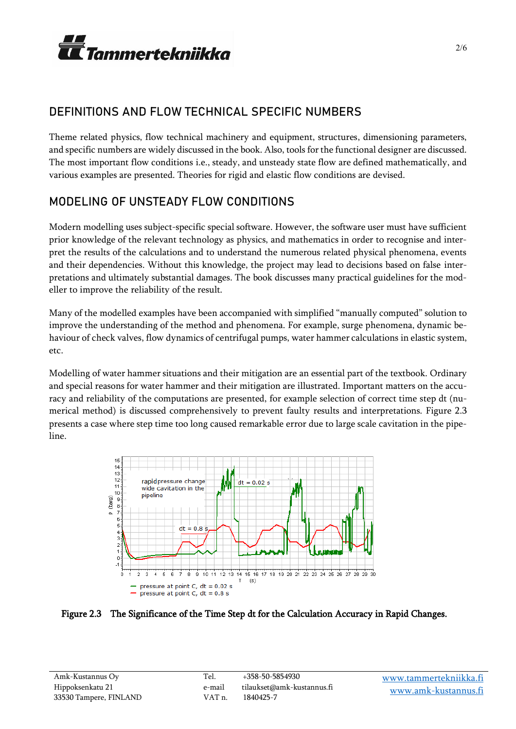## DEFINITIONS AND FLOW TECHNICAL SPECIFIC NUMBERS

Theme related physics, flow technical machinery and equipment, structures, dimensioning parameters, and specific numbers are widely discussed in the book. Also, tools for the functional designer are discussed. The most important flow conditions i.e., steady, and unsteady state flow are defined mathematically, and various examples are presented. Theories for rigid and elastic flow conditions are devised.

## MODELING OF UNSTEADY FLOW CONDITIONS

Modern modelling uses subject-specific special software. However, the software user must have sufficient prior knowledge of the relevant technology as physics, and mathematics in order to recognise and interpret the results of the calculations and to understand the numerous related physical phenomena, events and their dependencies. Without this knowledge, the project may lead to decisions based on false interpretations and ultimately substantial damages. The book discusses many practical guidelines for the modeller to improve the reliability of the result.

Many of the modelled examples have been accompanied with simplified "manually computed" solution to improve the understanding of the method and phenomena. For example, surge phenomena, dynamic behaviour of check valves, flow dynamics of centrifugal pumps, water hammer calculations in elastic system, etc.

Modelling of water hammer situations and their mitigation are an essential part of the textbook. Ordinary and special reasons for water hammer and their mitigation are illustrated. Important matters on the accuracy and reliability of the computations are presented, for example selection of correct time step dt (numerical method) is discussed comprehensively to prevent faulty results and interpretations. Figure 2.3 presents a case where step time too long caused remarkable error due to large scale cavitation in the pipeline.

**Figure 2.3 The Significance of the Time Step dt for the Calculation Accuracy in Rapid Changes.**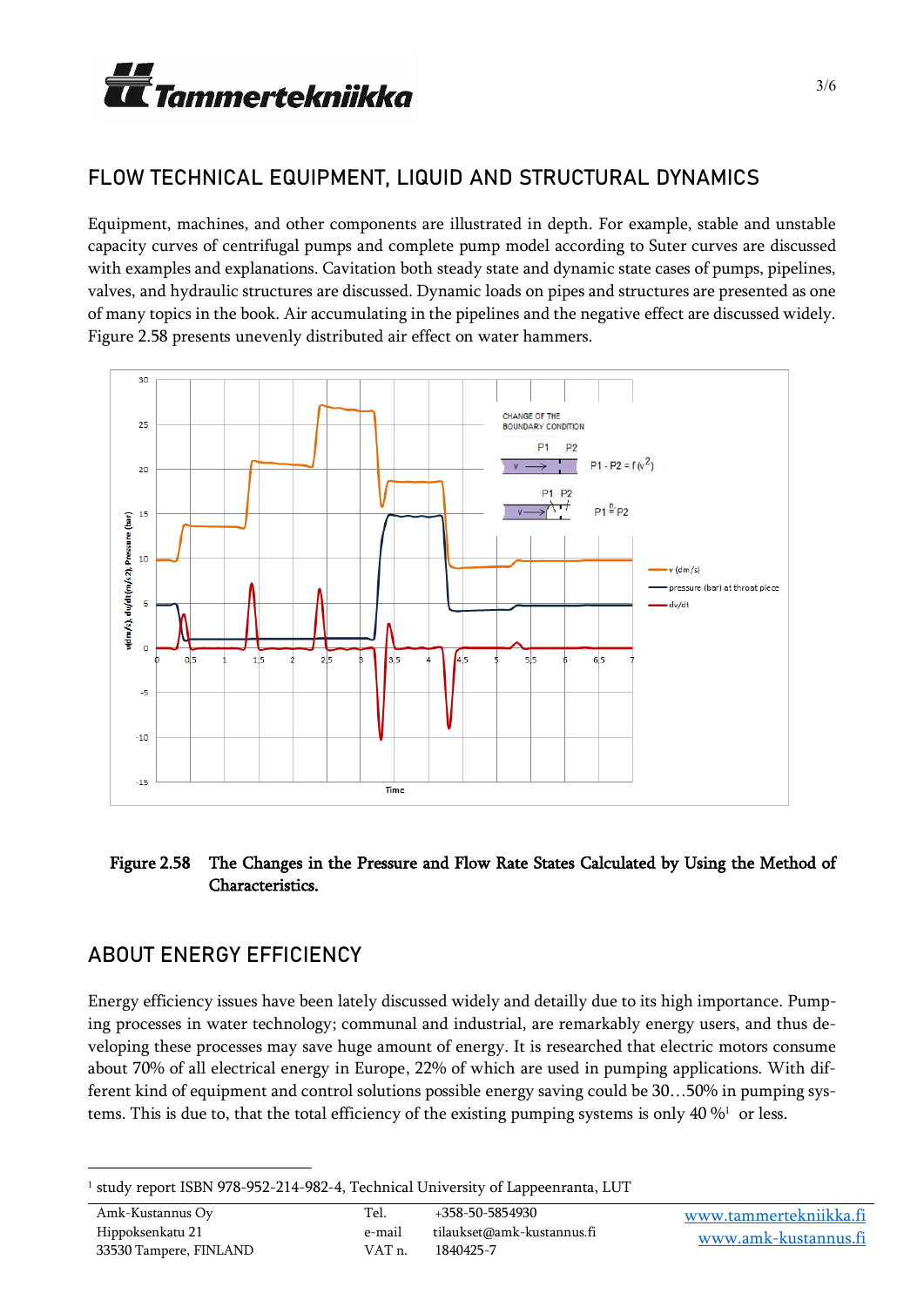## FLOW TECHNICAL EQUIPMENT, LIQUID AND STRUCTURAL DYNAMICS

Equipment, machines, and other components are illustrated in depth. For example, stable and unstable capacity curves of centrifugal pumps and complete pump model according to Suter curves are discussed with examples and explanations. Cavitation both steady state and dynamic state cases of pumps, pipelines, valves, and hydraulic structures are discussed. Dynamic loads on pipes and structures are presented as one of many topics in the book. Air accumulating in the pipelines and the negative effect are discussed widely. Figure 2.58 presents unevenly distributed air effect on water hammers.

**Figure 2.58** **The Changes in the Pressure and Flow Rate States Calculated by Using the Method of Characteristics.**

## ABOUT ENERGY EFFICIENCY

Energy efficiency issues have been lately discussed widely and detailly due to its high importance. Pumping processes in water technology; communal and industrial, are remarkably energy users, and thus developing these processes may save huge amount of energy. It is researched that electric motors consume about 70% of all electrical energy in Europe, 22% of which are used in pumping applications. With different kind of equipment and control solutions possible energy saving could be 30…50% in pumping systems. This is due to, that the total efficiency of the existing pumping systems is only 40 %[1] or less.

[1] study report ISBN 978-952-214-982-4, Technical University of Lappeenranta, LUT

Amk-Kustannus Oy
Hippoksenkatu 21
33530 Tampere, FINLAND

Tel. +358-50-5854930
e-mail tilaukset@amk-kustannus.fi
VAT n. 1840425-7

www.tammertekniikka.fi
www.amk-kustannus.fi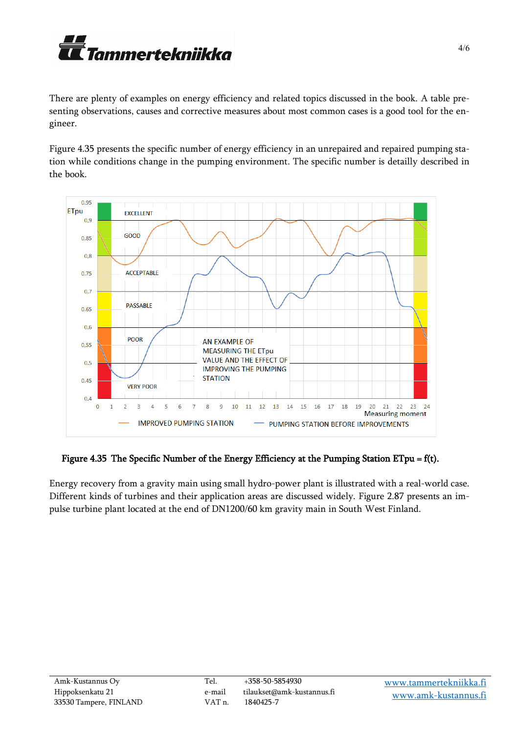There are plenty of examples on energy efficiency and related topics discussed in the book. A table presenting observations, causes and corrective measures about most common cases is a good tool for the engineer.

Figure 4.35 presents the specific number of energy efficiency in an unrepaired and repaired pumping station while conditions change in the pumping environment. The specific number is detailly described in the book.

**Figure 4.35 The Specific Number of the Energy Efficiency at the Pumping Station ETpu = f(t).**

Energy recovery from a gravity main using small hydro-power plant is illustrated with a real-world case. Different kinds of turbines and their application areas are discussed widely. Figure 2.87 presents an impulse turbine plant located at the end of DN1200/60 km gravity main in South West Finland.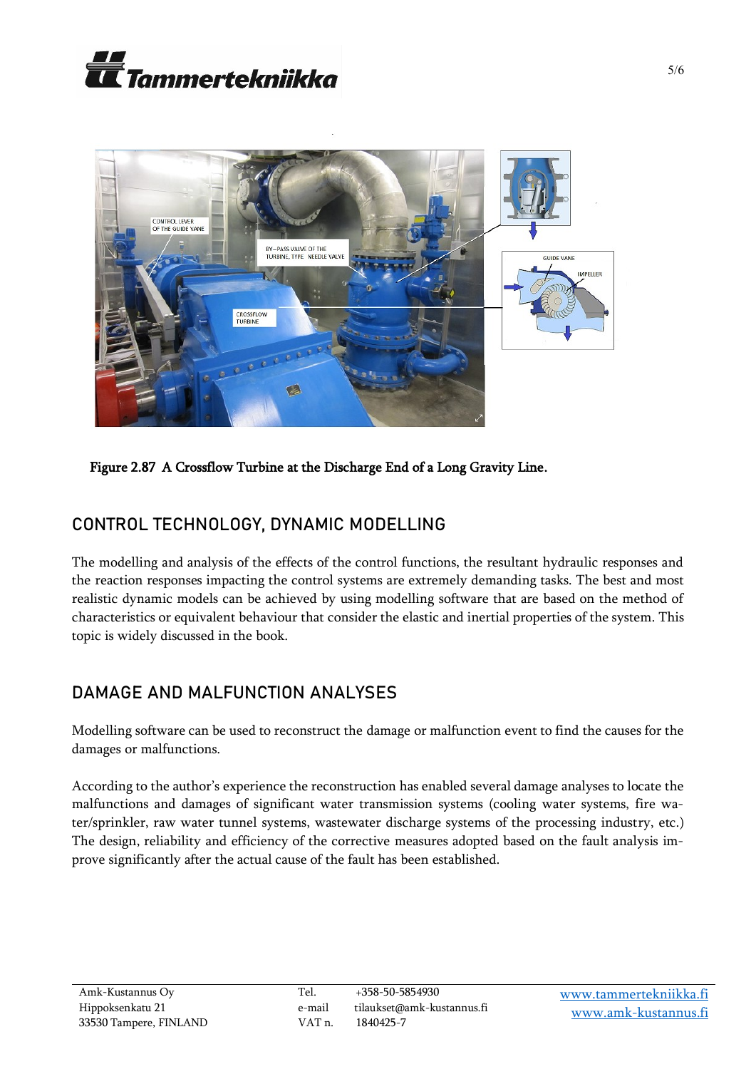Figure 2.87 A Crossflow Turbine at the Discharge End of a Long Gravity Line.

## CONTROL TECHNOLOGY, DYNAMIC MODELLING

The modelling and analysis of the effects of the control functions, the resultant hydraulic responses and the reaction responses impacting the control systems are extremely demanding tasks. The best and most realistic dynamic models can be achieved by using modelling software that are based on the method of characteristics or equivalent behaviour that consider the elastic and inertial properties of the system. This topic is widely discussed in the book.

## DAMAGE AND MALFUNCTION ANALYSES

Modelling software can be used to reconstruct the damage or malfunction event to find the causes for the damages or malfunctions.

According to the author's experience the reconstruction has enabled several damage analyses to locate the malfunctions and damages of significant water transmission systems (cooling water systems, fire water/sprinkler, raw water tunnel systems, wastewater discharge systems of the processing industry, etc.) The design, reliability and efficiency of the corrective measures adopted based on the fault analysis improve significantly after the actual cause of the fault has been established.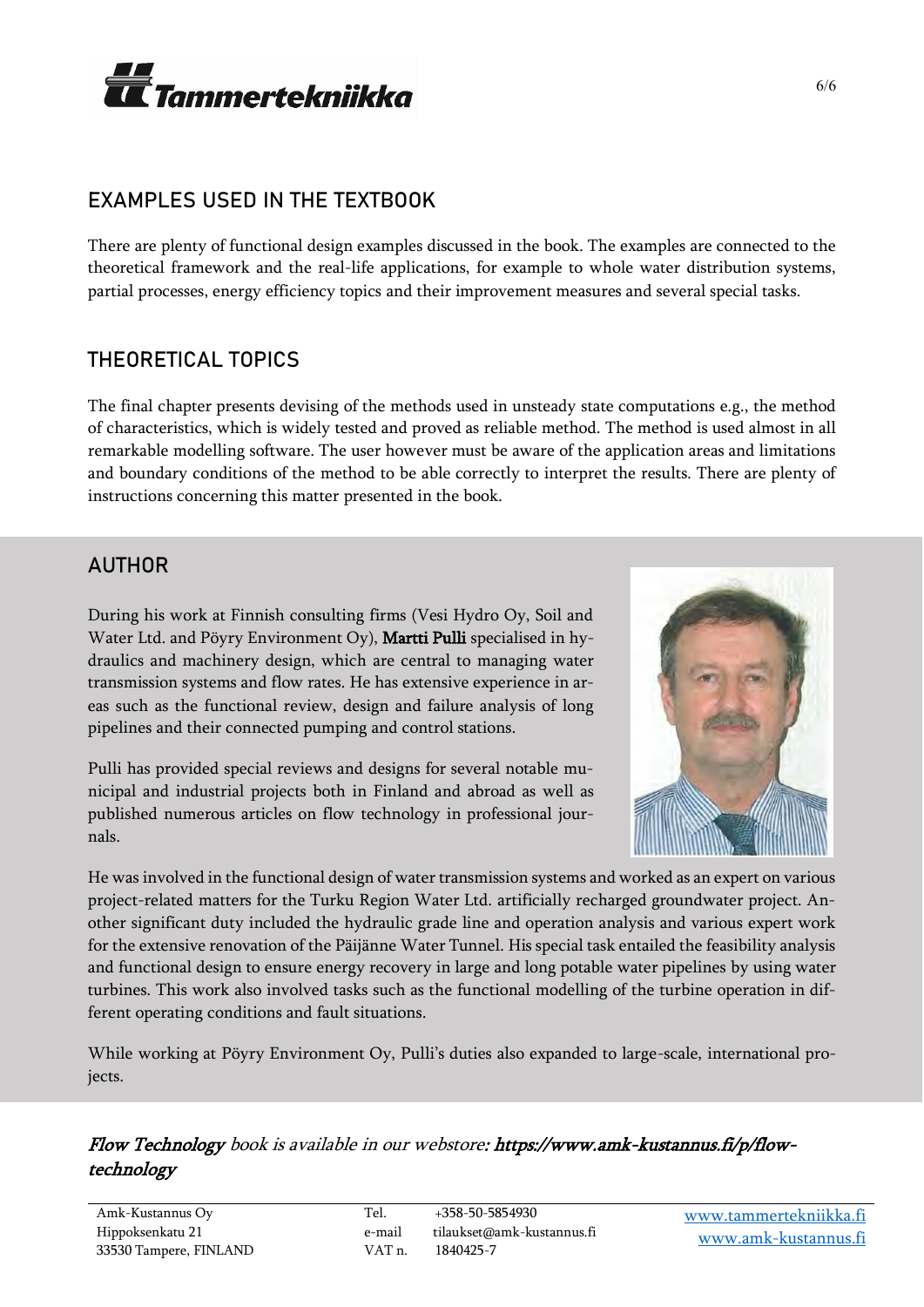## EXAMPLES USED IN THE TEXTBOOK

There are plenty of functional design examples discussed in the book. The examples are connected to the theoretical framework and the real-life applications, for example to whole water distribution systems, partial processes, energy efficiency topics and their improvement measures and several special tasks.

## THEORETICAL TOPICS

The final chapter presents devising of the methods used in unsteady state computations e.g., the method of characteristics, which is widely tested and proved as reliable method. The method is used almost in all remarkable modelling software. The user however must be aware of the application areas and limitations and boundary conditions of the method to be able correctly to interpret the results. There are plenty of instructions concerning this matter presented in the book.

## AUTHOR

During his work at Finnish consulting firms (Vesi Hydro Oy, Soil and Water Ltd. and Pöyry Environment Oy), **Martti Pulli** specialised in hydraulics and machinery design, which are central to managing water transmission systems and flow rates. He has extensive experience in areas such as the functional review, design and failure analysis of long pipelines and their connected pumping and control stations.

Pulli has provided special reviews and designs for several notable municipal and industrial projects both in Finland and abroad as well as published numerous articles on flow technology in professional journals.

He was involved in the functional design of water transmission systems and worked as an expert on various project-related matters for the Turku Region Water Ltd. artificially recharged groundwater project. Another significant duty included the hydraulic grade line and operation analysis and various expert work for the extensive renovation of the Päijänne Water Tunnel. His special task entailed the feasibility analysis and functional design to ensure energy recovery in large and long potable water pipelines by using water turbines. This work also involved tasks such as the functional modelling of the turbine operation in different operating conditions and fault situations.

While working at Pöyry Environment Oy, Pulli's duties also expanded to large-scale, international projects.

***Flow Technology*** *book is available in our webstore:* ***https://www.amk-kustannus.fi/p/flow-technology***

Amk-Kustannus Oy
Hippoksenkatu 21
33530 Tampere, FINLAND

Tel. +358-50-5854930
e-mail tilaukset@amk-kustannus.fi
VAT n. 1840425-7

www.tammertekniikka.fi
www.amk-kustannus.fi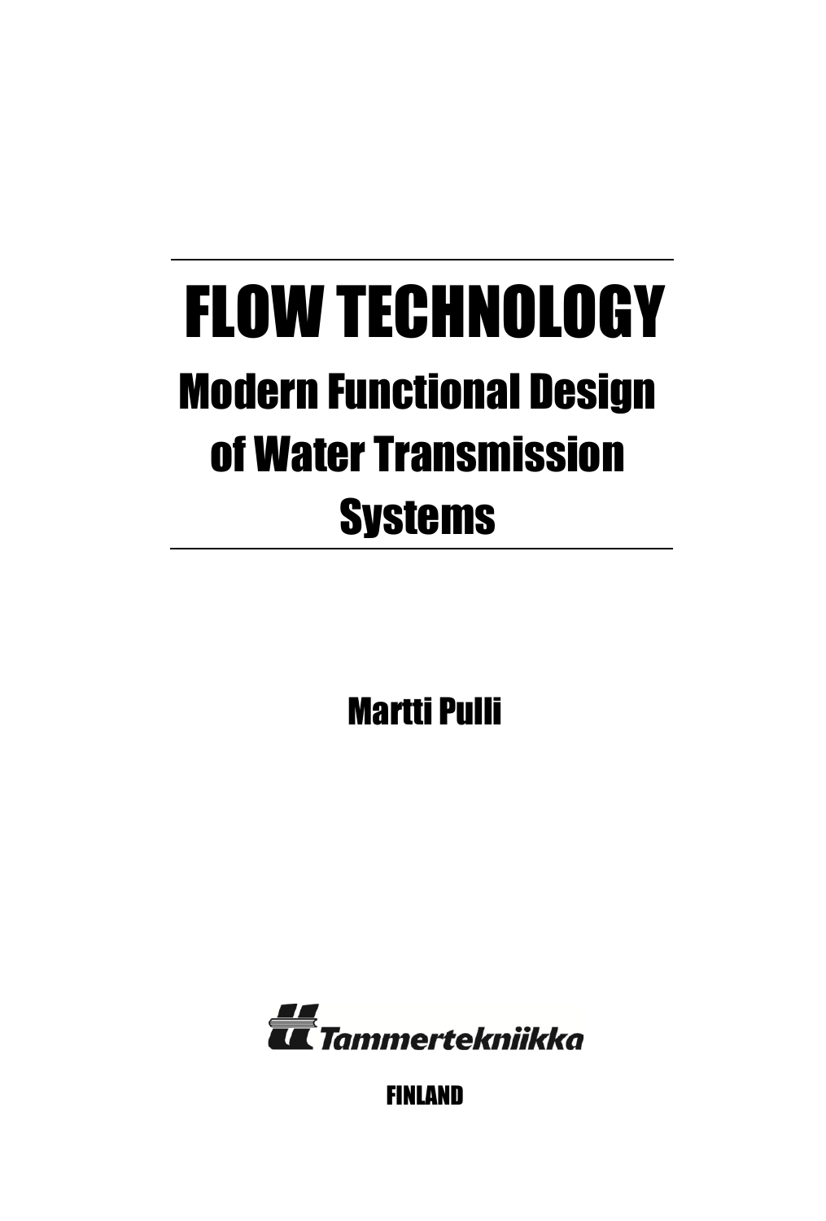# FLOW TECHNOLOGY

## Modern Functional Design of Water Transmission Systems

Martti Pulli

Tammertekniikka

FINLAND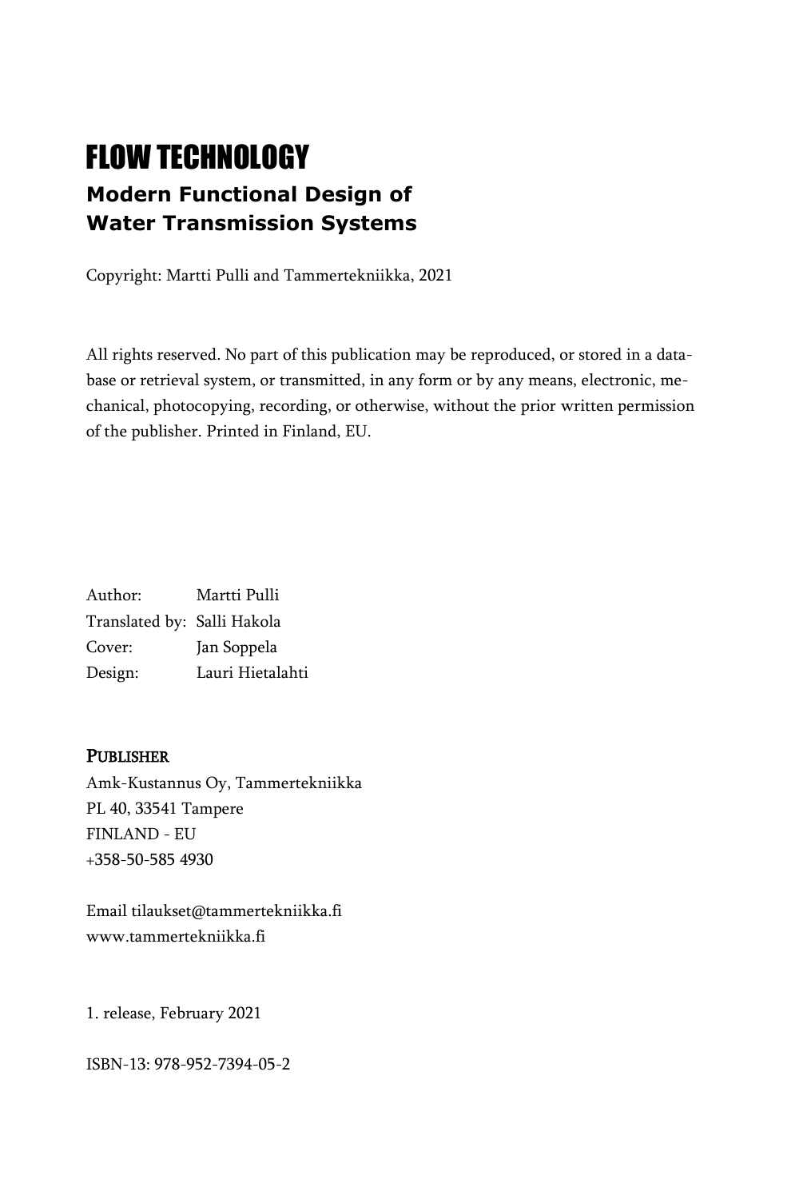# FLOW TECHNOLOGY

**Modern Functional Design of Water Transmission Systems**

Copyright: Martti Pulli and Tammertekniikka, 2021

All rights reserved. No part of this publication may be reproduced, or stored in a database or retrieval system, or transmitted, in any form or by any means, electronic, mechanical, photocopying, recording, or otherwise, without the prior written permission of the publisher. Printed in Finland, EU.

Author: Martti Pulli
Translated by: Salli Hakola
Cover: Jan Soppela
Design: Lauri Hietalahti

**PUBLISHER**

Amk-Kustannus Oy, Tammertekniikka
PL 40, 33541 Tampere
FINLAND - EU
+358-50-585 4930

Email tilaukset@tammertekniikka.fi
www.tammertekniikka.fi

1. release, February 2021

ISBN-13: 978-952-7394-05-2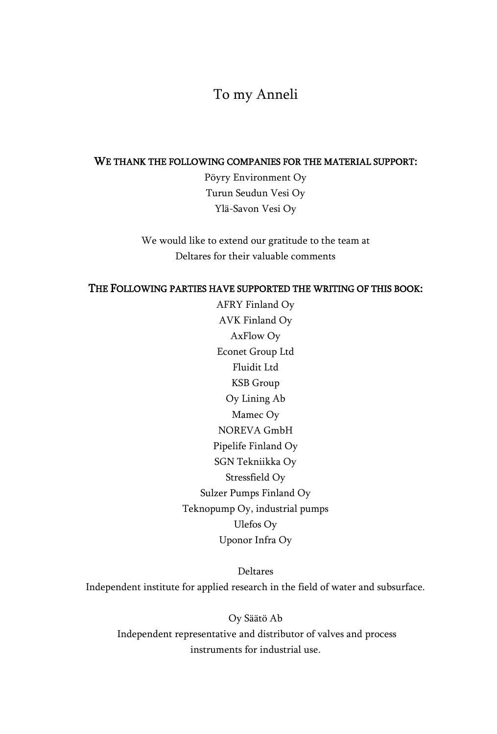To my Anneli

**WE THANK THE FOLLOWING COMPANIES FOR THE MATERIAL SUPPORT:**

Pöyry Environment Oy
Turun Seudun Vesi Oy
Ylä-Savon Vesi Oy

We would like to extend our gratitude to the team at
Deltares for their valuable comments

**THE FOLLOWING PARTIES HAVE SUPPORTED THE WRITING OF THIS BOOK:**

AFRY Finland Oy
AVK Finland Oy
AxFlow Oy
Econet Group Ltd
Fluidit Ltd
KSB Group
Oy Lining Ab
Mamec Oy
NOREVA GmbH
Pipelife Finland Oy
SGN Tekniikka Oy
Stressfield Oy
Sulzer Pumps Finland Oy
Teknopump Oy, industrial pumps
Ulefos Oy
Uponor Infra Oy

Deltares
Independent institute for applied research in the field of water and subsurface.

Oy Säätö Ab
Independent representative and distributor of valves and process
instruments for industrial use.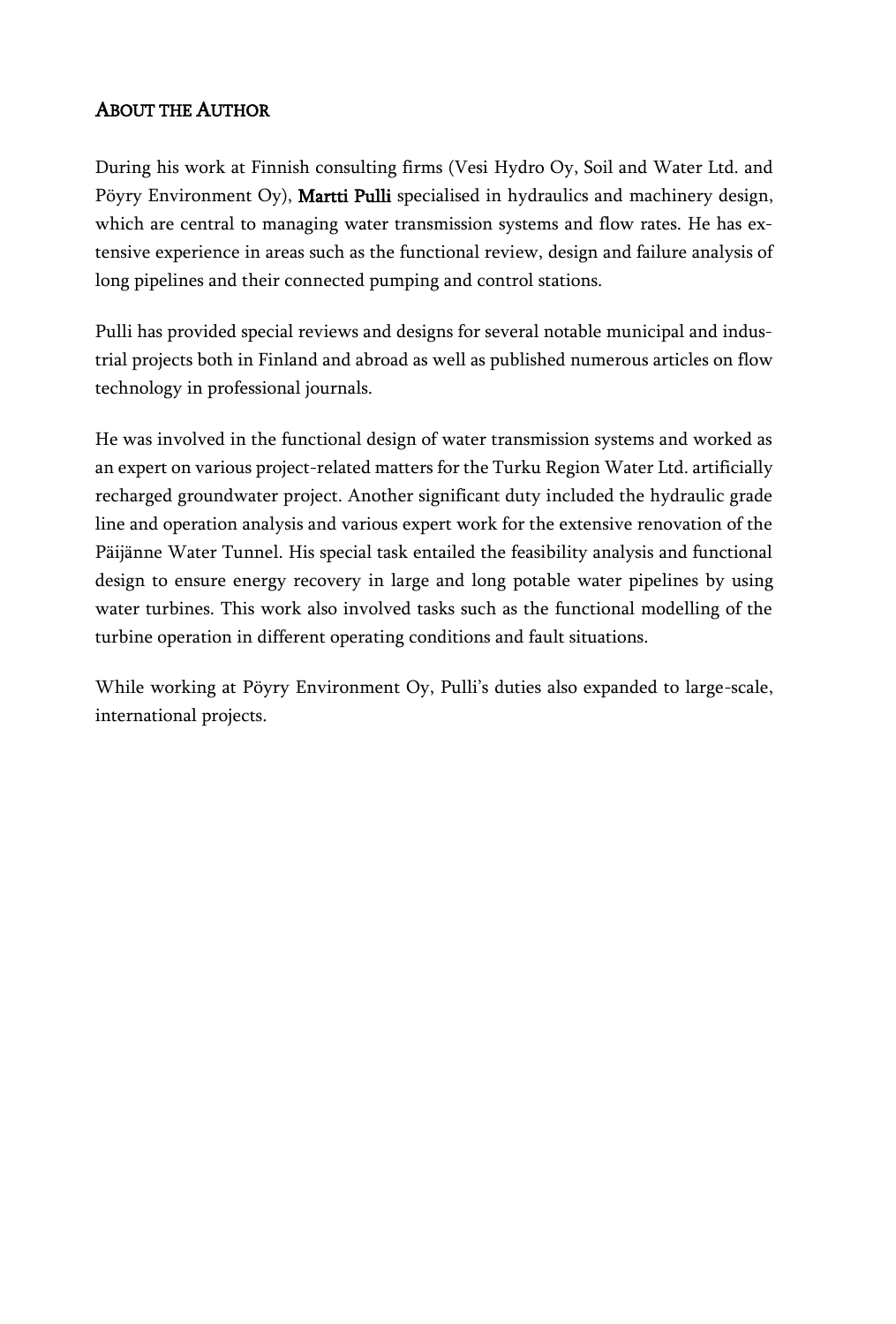## About the Author

During his work at Finnish consulting firms (Vesi Hydro Oy, Soil and Water Ltd. and Pöyry Environment Oy), **Martti Pulli** specialised in hydraulics and machinery design, which are central to managing water transmission systems and flow rates. He has extensive experience in areas such as the functional review, design and failure analysis of long pipelines and their connected pumping and control stations.

Pulli has provided special reviews and designs for several notable municipal and industrial projects both in Finland and abroad as well as published numerous articles on flow technology in professional journals.

He was involved in the functional design of water transmission systems and worked as an expert on various project-related matters for the Turku Region Water Ltd. artificially recharged groundwater project. Another significant duty included the hydraulic grade line and operation analysis and various expert work for the extensive renovation of the Päijänne Water Tunnel. His special task entailed the feasibility analysis and functional design to ensure energy recovery in large and long potable water pipelines by using water turbines. This work also involved tasks such as the functional modelling of the turbine operation in different operating conditions and fault situations.

While working at Pöyry Environment Oy, Pulli's duties also expanded to large-scale, international projects.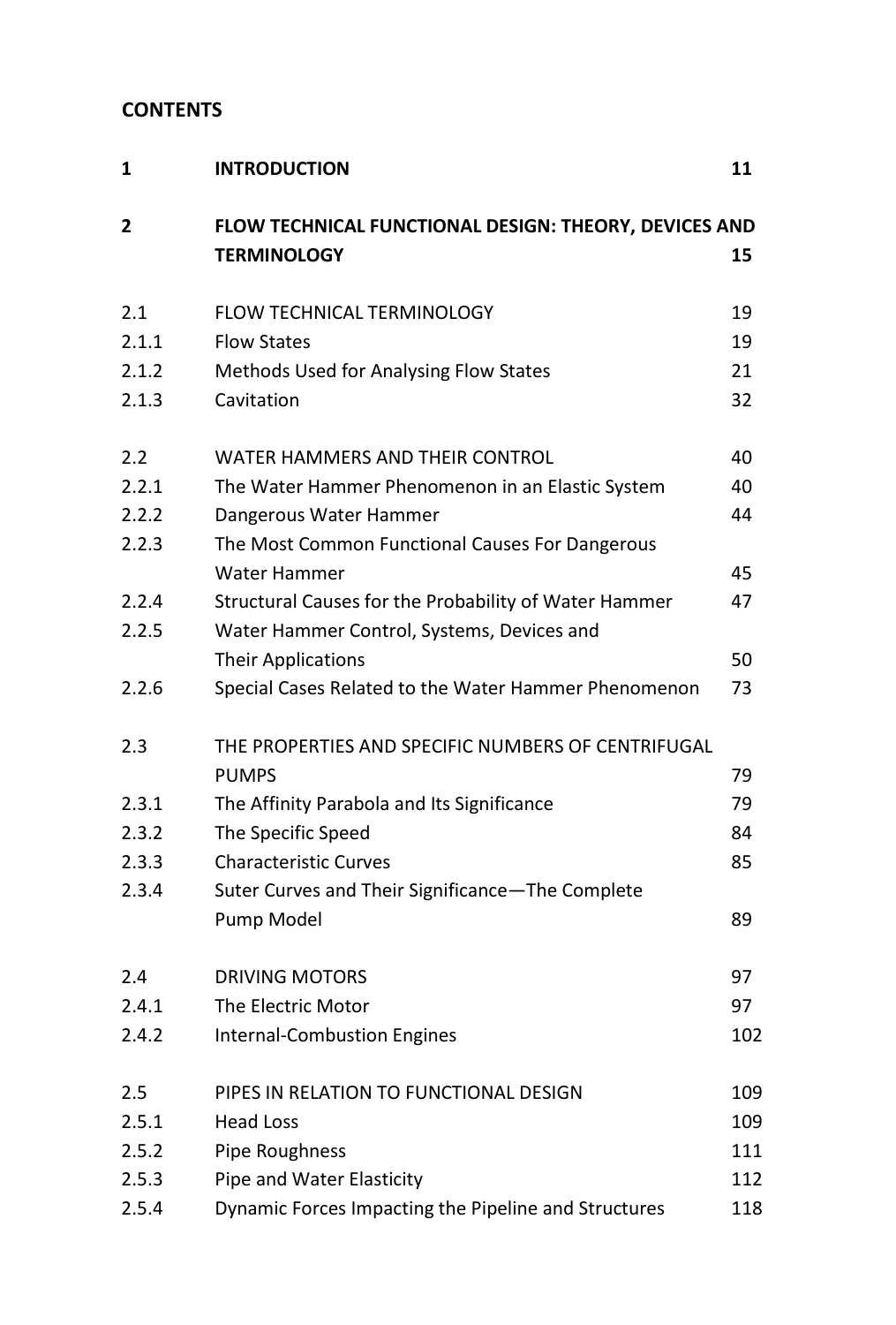# CONTENTS

| | | |
|---|---|---|
| **1** | **INTRODUCTION** | **11** |
| **2** | **FLOW TECHNICAL FUNCTIONAL DESIGN: THEORY, DEVICES AND TERMINOLOGY** | **15** |
| 2.1 | FLOW TECHNICAL TERMINOLOGY | 19 |
| 2.1.1 | Flow States | 19 |
| 2.1.2 | Methods Used for Analysing Flow States | 21 |
| 2.1.3 | Cavitation | 32 |
| 2.2 | WATER HAMMERS AND THEIR CONTROL | 40 |
| 2.2.1 | The Water Hammer Phenomenon in an Elastic System | 40 |
| 2.2.2 | Dangerous Water Hammer | 44 |
| 2.2.3 | The Most Common Functional Causes For Dangerous Water Hammer | 45 |
| 2.2.4 | Structural Causes for the Probability of Water Hammer | 47 |
| 2.2.5 | Water Hammer Control, Systems, Devices and Their Applications | 50 |
| 2.2.6 | Special Cases Related to the Water Hammer Phenomenon | 73 |
| 2.3 | THE PROPERTIES AND SPECIFIC NUMBERS OF CENTRIFUGAL PUMPS | 79 |
| 2.3.1 | The Affinity Parabola and Its Significance | 79 |
| 2.3.2 | The Specific Speed | 84 |
| 2.3.3 | Characteristic Curves | 85 |
| 2.3.4 | Suter Curves and Their Significance—The Complete Pump Model | 89 |
| 2.4 | DRIVING MOTORS | 97 |
| 2.4.1 | The Electric Motor | 97 |
| 2.4.2 | Internal-Combustion Engines | 102 |
| 2.5 | PIPES IN RELATION TO FUNCTIONAL DESIGN | 109 |
| 2.5.1 | Head Loss | 109 |
| 2.5.2 | Pipe Roughness | 111 |
| 2.5.3 | Pipe and Water Elasticity | 112 |
| 2.5.4 | Dynamic Forces Impacting the Pipeline and Structures | 118 |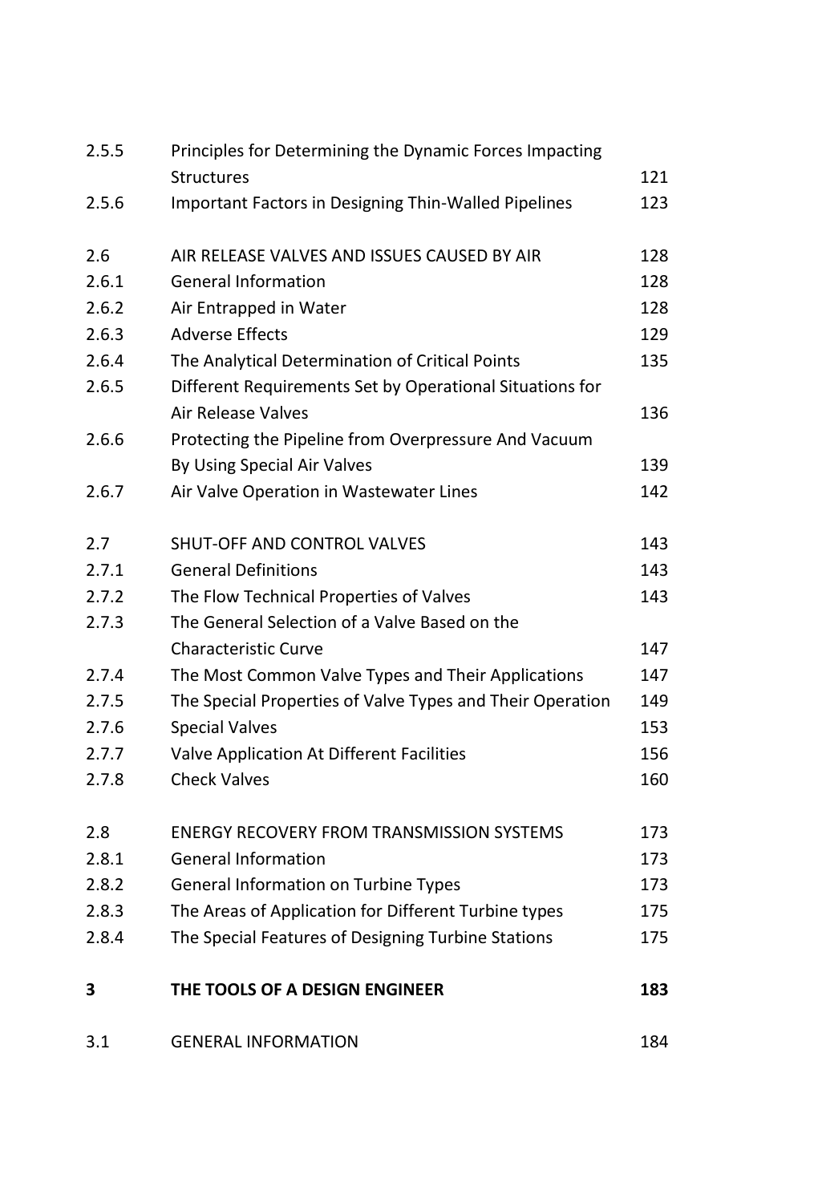| | | |
|---|---|---|
| 2.5.5 | Principles for Determining the Dynamic Forces Impacting Structures | 121 |
| 2.5.6 | Important Factors in Designing Thin-Walled Pipelines | 123 |
| | | |
| 2.6 | AIR RELEASE VALVES AND ISSUES CAUSED BY AIR | 128 |
| 2.6.1 | General Information | 128 |
| 2.6.2 | Air Entrapped in Water | 128 |
| 2.6.3 | Adverse Effects | 129 |
| 2.6.4 | The Analytical Determination of Critical Points | 135 |
| 2.6.5 | Different Requirements Set by Operational Situations for Air Release Valves | 136 |
| 2.6.6 | Protecting the Pipeline from Overpressure And Vacuum By Using Special Air Valves | 139 |
| 2.6.7 | Air Valve Operation in Wastewater Lines | 142 |
| | | |
| 2.7 | SHUT-OFF AND CONTROL VALVES | 143 |
| 2.7.1 | General Definitions | 143 |
| 2.7.2 | The Flow Technical Properties of Valves | 143 |
| 2.7.3 | The General Selection of a Valve Based on the Characteristic Curve | 147 |
| 2.7.4 | The Most Common Valve Types and Their Applications | 147 |
| 2.7.5 | The Special Properties of Valve Types and Their Operation | 149 |
| 2.7.6 | Special Valves | 153 |
| 2.7.7 | Valve Application At Different Facilities | 156 |
| 2.7.8 | Check Valves | 160 |
| | | |
| 2.8 | ENERGY RECOVERY FROM TRANSMISSION SYSTEMS | 173 |
| 2.8.1 | General Information | 173 |
| 2.8.2 | General Information on Turbine Types | 173 |
| 2.8.3 | The Areas of Application for Different Turbine types | 175 |
| 2.8.4 | The Special Features of Designing Turbine Stations | 175 |
| | | |
| **3** | **THE TOOLS OF A DESIGN ENGINEER** | **183** |
| | | |
| 3.1 | GENERAL INFORMATION | 184 |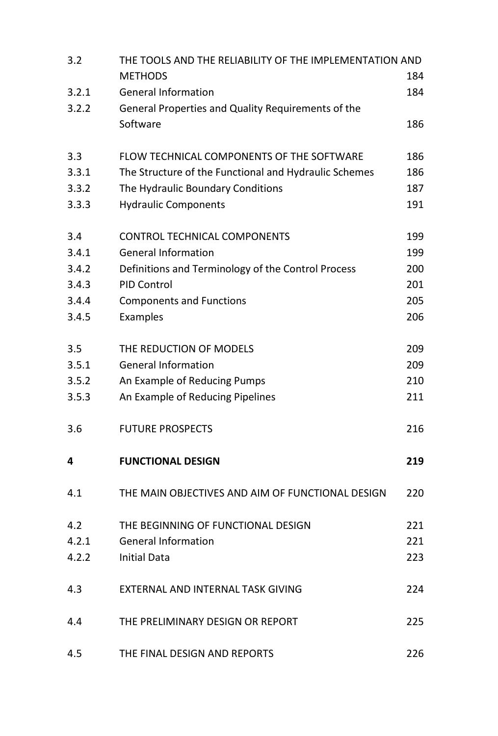| | | |
|---|---|---|
| 3.2 | THE TOOLS AND THE RELIABILITY OF THE IMPLEMENTATION AND METHODS | 184 |
| 3.2.1 | General Information | 184 |
| 3.2.2 | General Properties and Quality Requirements of the Software | 186 |
| | | |
| 3.3 | FLOW TECHNICAL COMPONENTS OF THE SOFTWARE | 186 |
| 3.3.1 | The Structure of the Functional and Hydraulic Schemes | 186 |
| 3.3.2 | The Hydraulic Boundary Conditions | 187 |
| 3.3.3 | Hydraulic Components | 191 |
| | | |
| 3.4 | CONTROL TECHNICAL COMPONENTS | 199 |
| 3.4.1 | General Information | 199 |
| 3.4.2 | Definitions and Terminology of the Control Process | 200 |
| 3.4.3 | PID Control | 201 |
| 3.4.4 | Components and Functions | 205 |
| 3.4.5 | Examples | 206 |
| | | |
| 3.5 | THE REDUCTION OF MODELS | 209 |
| 3.5.1 | General Information | 209 |
| 3.5.2 | An Example of Reducing Pumps | 210 |
| 3.5.3 | An Example of Reducing Pipelines | 211 |
| | | |
| 3.6 | FUTURE PROSPECTS | 216 |
| | | |
| **4** | **FUNCTIONAL DESIGN** | **219** |
| | | |
| 4.1 | THE MAIN OBJECTIVES AND AIM OF FUNCTIONAL DESIGN | 220 |
| | | |
| 4.2 | THE BEGINNING OF FUNCTIONAL DESIGN | 221 |
| 4.2.1 | General Information | 221 |
| 4.2.2 | Initial Data | 223 |
| | | |
| 4.3 | EXTERNAL AND INTERNAL TASK GIVING | 224 |
| | | |
| 4.4 | THE PRELIMINARY DESIGN OR REPORT | 225 |
| | | |
| 4.5 | THE FINAL DESIGN AND REPORTS | 226 |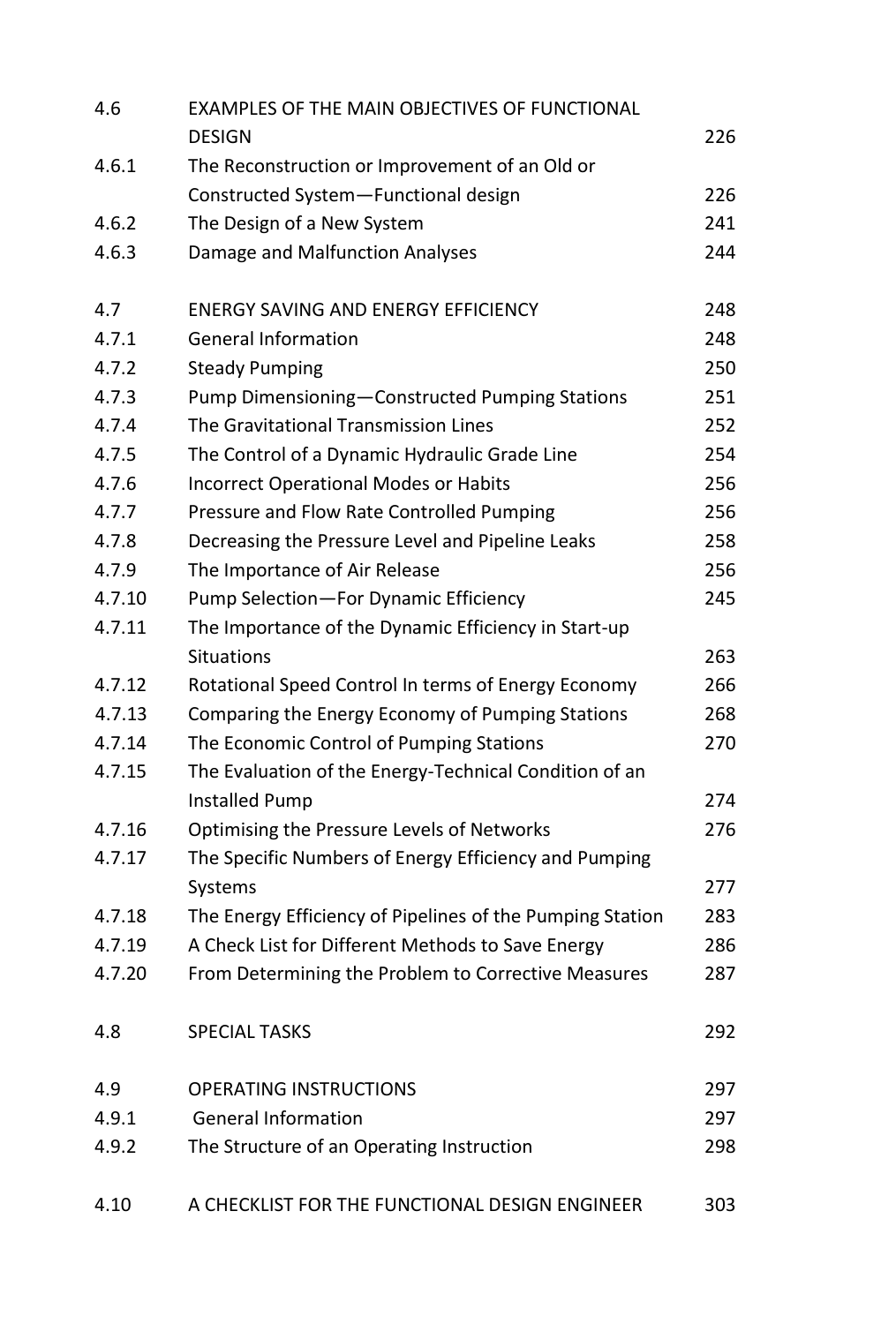| | | |
|---|---|---|
| 4.6 | EXAMPLES OF THE MAIN OBJECTIVES OF FUNCTIONAL DESIGN | 226 |
| 4.6.1 | The Reconstruction or Improvement of an Old or Constructed System—Functional design | 226 |
| 4.6.2 | The Design of a New System | 241 |
| 4.6.3 | Damage and Malfunction Analyses | 244 |
| | | |
| 4.7 | ENERGY SAVING AND ENERGY EFFICIENCY | 248 |
| 4.7.1 | General Information | 248 |
| 4.7.2 | Steady Pumping | 250 |
| 4.7.3 | Pump Dimensioning—Constructed Pumping Stations | 251 |
| 4.7.4 | The Gravitational Transmission Lines | 252 |
| 4.7.5 | The Control of a Dynamic Hydraulic Grade Line | 254 |
| 4.7.6 | Incorrect Operational Modes or Habits | 256 |
| 4.7.7 | Pressure and Flow Rate Controlled Pumping | 256 |
| 4.7.8 | Decreasing the Pressure Level and Pipeline Leaks | 258 |
| 4.7.9 | The Importance of Air Release | 256 |
| 4.7.10 | Pump Selection—For Dynamic Efficiency | 245 |
| 4.7.11 | The Importance of the Dynamic Efficiency in Start-up Situations | 263 |
| 4.7.12 | Rotational Speed Control In terms of Energy Economy | 266 |
| 4.7.13 | Comparing the Energy Economy of Pumping Stations | 268 |
| 4.7.14 | The Economic Control of Pumping Stations | 270 |
| 4.7.15 | The Evaluation of the Energy-Technical Condition of an Installed Pump | 274 |
| 4.7.16 | Optimising the Pressure Levels of Networks | 276 |
| 4.7.17 | The Specific Numbers of Energy Efficiency and Pumping Systems | 277 |
| 4.7.18 | The Energy Efficiency of Pipelines of the Pumping Station | 283 |
| 4.7.19 | A Check List for Different Methods to Save Energy | 286 |
| 4.7.20 | From Determining the Problem to Corrective Measures | 287 |
| | | |
| 4.8 | SPECIAL TASKS | 292 |
| | | |
| 4.9 | OPERATING INSTRUCTIONS | 297 |
| 4.9.1 | General Information | 297 |
| 4.9.2 | The Structure of an Operating Instruction | 298 |
| | | |
| 4.10 | A CHECKLIST FOR THE FUNCTIONAL DESIGN ENGINEER | 303 |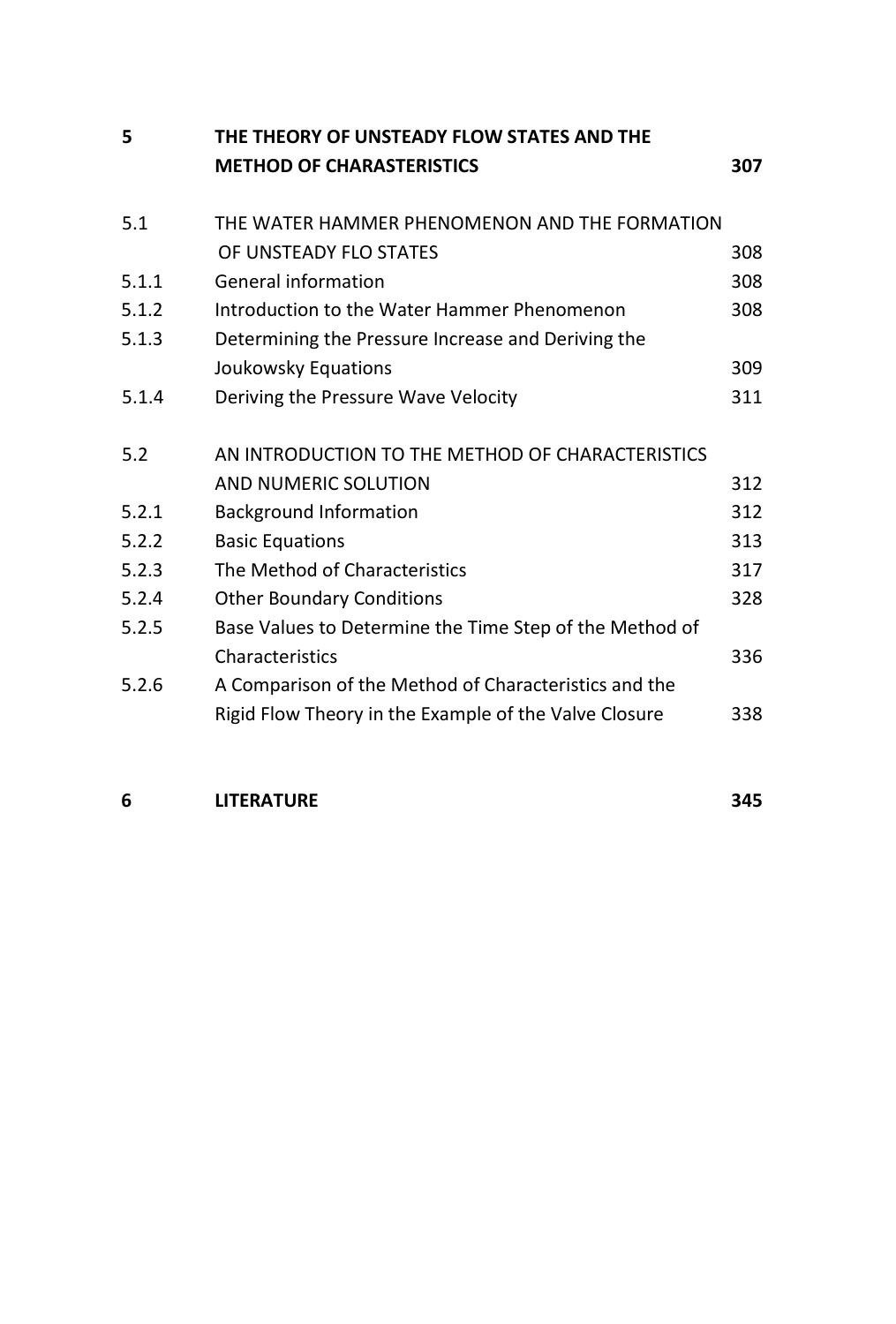| | | |
|---|---|---|
| **5** | **THE THEORY OF UNSTEADY FLOW STATES AND THE METHOD OF CHARASTERISTICS** | **307** |
| 5.1 | THE WATER HAMMER PHENOMENON AND THE FORMATION OF UNSTEADY FLO STATES | 308 |
| 5.1.1 | General information | 308 |
| 5.1.2 | Introduction to the Water Hammer Phenomenon | 308 |
| 5.1.3 | Determining the Pressure Increase and Deriving the Joukowsky Equations | 309 |
| 5.1.4 | Deriving the Pressure Wave Velocity | 311 |
| 5.2 | AN INTRODUCTION TO THE METHOD OF CHARACTERISTICS AND NUMERIC SOLUTION | 312 |
| 5.2.1 | Background Information | 312 |
| 5.2.2 | Basic Equations | 313 |
| 5.2.3 | The Method of Characteristics | 317 |
| 5.2.4 | Other Boundary Conditions | 328 |
| 5.2.5 | Base Values to Determine the Time Step of the Method of Characteristics | 336 |
| 5.2.6 | A Comparison of the Method of Characteristics and the Rigid Flow Theory in the Example of the Valve Closure | 338 |
| **6** | **LITERATURE** | **345** |